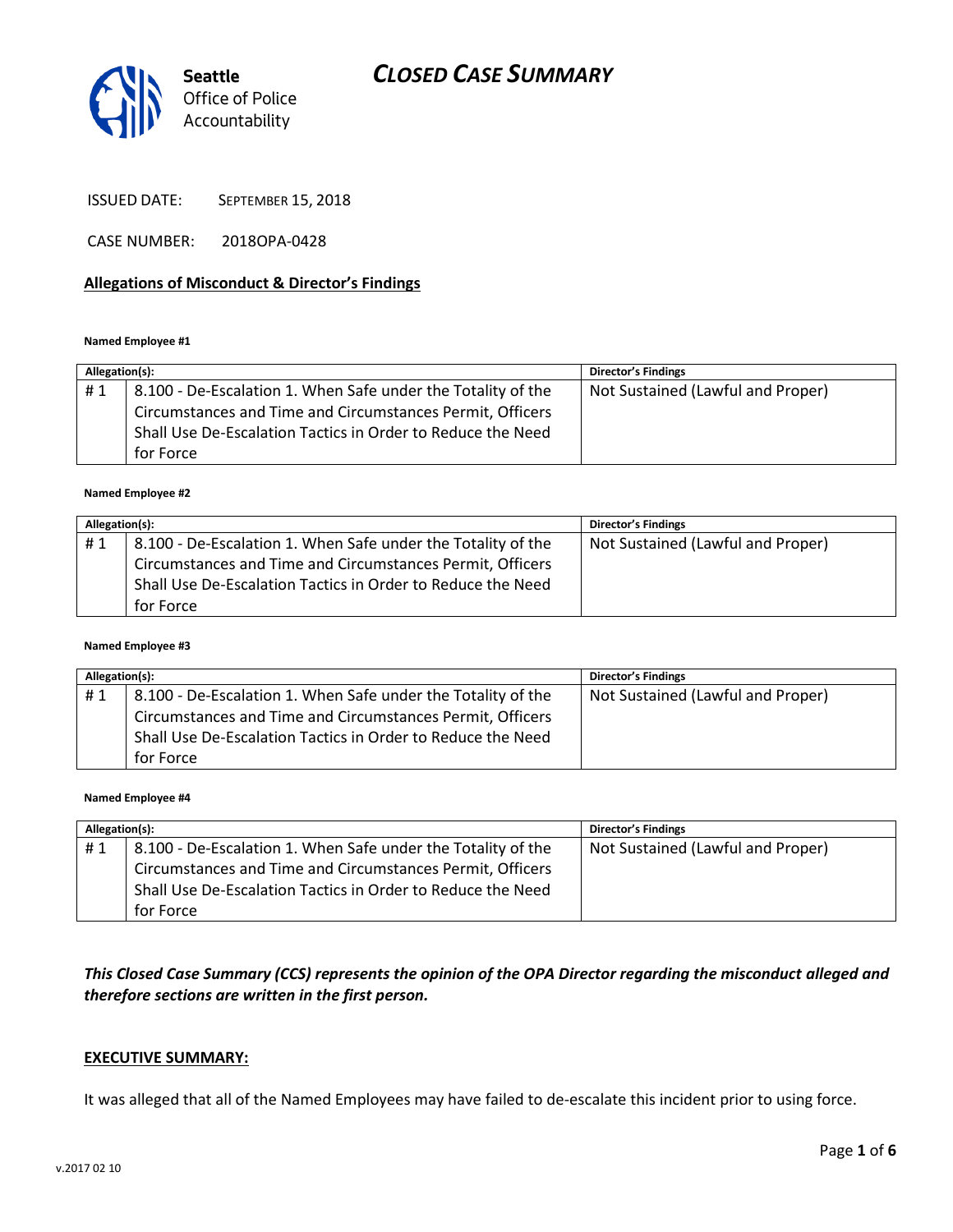Seattle Office of Police Accountability

# CLOSED CASE SUMMARY

ISSUED DATE: SEPTEMBER 15, 2018

CASE NUMBER: 2018OPA-0428

**Allegations of Misconduct & Director's Findings**

**Named Employee #1**

| Allegation(s): | | Director's Findings |
|---|---|---|
| # 1 | 8.100 - De-Escalation 1. When Safe under the Totality of the Circumstances and Time and Circumstances Permit, Officers Shall Use De-Escalation Tactics in Order to Reduce the Need for Force | Not Sustained (Lawful and Proper) |

**Named Employee #2**

| Allegation(s): | | Director's Findings |
|---|---|---|
| # 1 | 8.100 - De-Escalation 1. When Safe under the Totality of the Circumstances and Time and Circumstances Permit, Officers Shall Use De-Escalation Tactics in Order to Reduce the Need for Force | Not Sustained (Lawful and Proper) |

**Named Employee #3**

| Allegation(s): | | Director's Findings |
|---|---|---|
| # 1 | 8.100 - De-Escalation 1. When Safe under the Totality of the Circumstances and Time and Circumstances Permit, Officers Shall Use De-Escalation Tactics in Order to Reduce the Need for Force | Not Sustained (Lawful and Proper) |

**Named Employee #4**

| Allegation(s): | | Director's Findings |
|---|---|---|
| # 1 | 8.100 - De-Escalation 1. When Safe under the Totality of the Circumstances and Time and Circumstances Permit, Officers Shall Use De-Escalation Tactics in Order to Reduce the Need for Force | Not Sustained (Lawful and Proper) |

***This Closed Case Summary (CCS) represents the opinion of the OPA Director regarding the misconduct alleged and therefore sections are written in the first person.***

**EXECUTIVE SUMMARY:**

It was alleged that all of the Named Employees may have failed to de-escalate this incident prior to using force.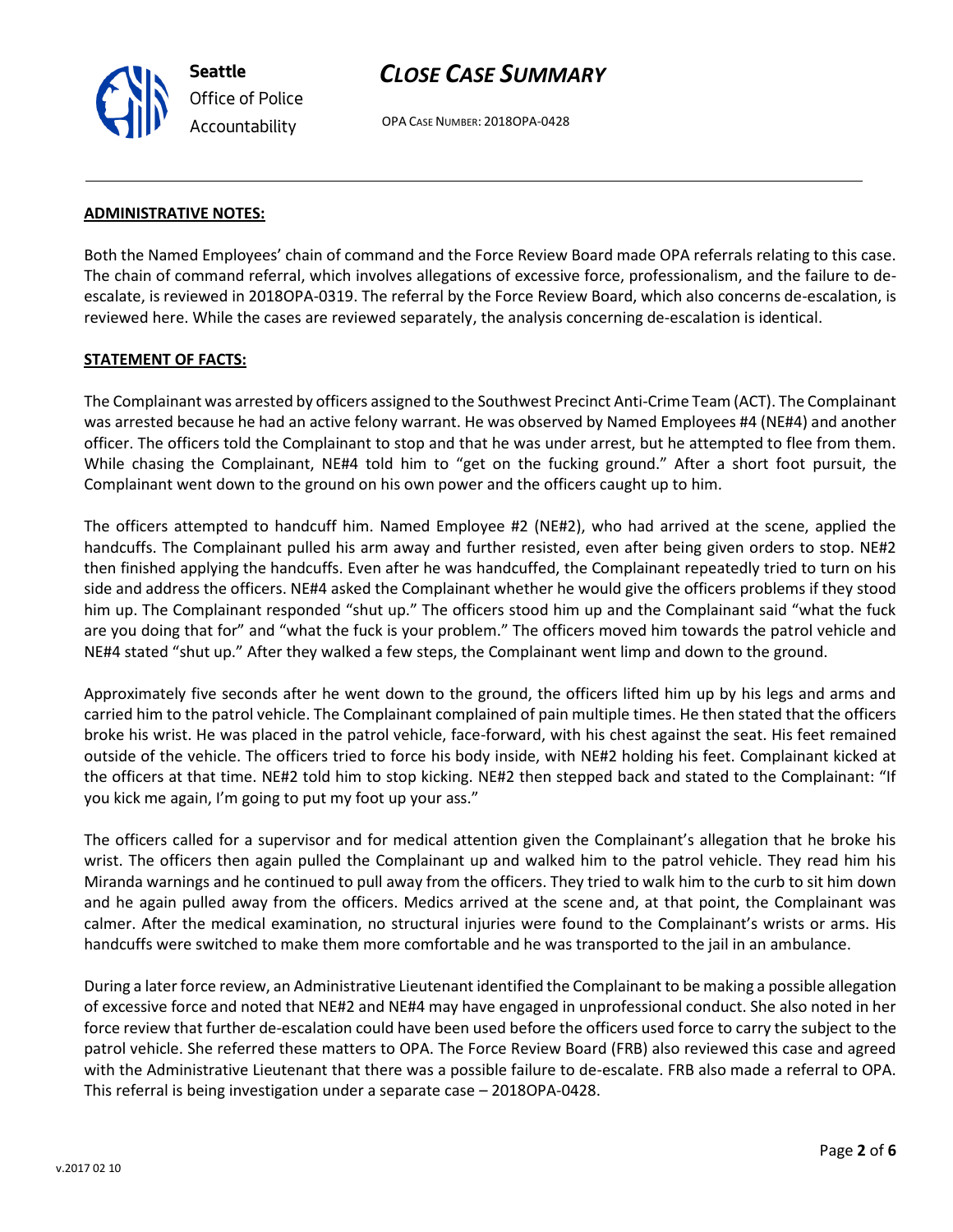**ADMINISTRATIVE NOTES:**

Both the Named Employees' chain of command and the Force Review Board made OPA referrals relating to this case. The chain of command referral, which involves allegations of excessive force, professionalism, and the failure to de-escalate, is reviewed in 2018OPA-0319. The referral by the Force Review Board, which also concerns de-escalation, is reviewed here. While the cases are reviewed separately, the analysis concerning de-escalation is identical.

**STATEMENT OF FACTS:**

The Complainant was arrested by officers assigned to the Southwest Precinct Anti-Crime Team (ACT). The Complainant was arrested because he had an active felony warrant. He was observed by Named Employees #4 (NE#4) and another officer. The officers told the Complainant to stop and that he was under arrest, but he attempted to flee from them. While chasing the Complainant, NE#4 told him to "get on the fucking ground." After a short foot pursuit, the Complainant went down to the ground on his own power and the officers caught up to him.

The officers attempted to handcuff him. Named Employee #2 (NE#2), who had arrived at the scene, applied the handcuffs. The Complainant pulled his arm away and further resisted, even after being given orders to stop. NE#2 then finished applying the handcuffs. Even after he was handcuffed, the Complainant repeatedly tried to turn on his side and address the officers. NE#4 asked the Complainant whether he would give the officers problems if they stood him up. The Complainant responded "shut up." The officers stood him up and the Complainant said "what the fuck are you doing that for" and "what the fuck is your problem." The officers moved him towards the patrol vehicle and NE#4 stated "shut up." After they walked a few steps, the Complainant went limp and down to the ground.

Approximately five seconds after he went down to the ground, the officers lifted him up by his legs and arms and carried him to the patrol vehicle. The Complainant complained of pain multiple times. He then stated that the officers broke his wrist. He was placed in the patrol vehicle, face-forward, with his chest against the seat. His feet remained outside of the vehicle. The officers tried to force his body inside, with NE#2 holding his feet. Complainant kicked at the officers at that time. NE#2 told him to stop kicking. NE#2 then stepped back and stated to the Complainant: "If you kick me again, I'm going to put my foot up your ass."

The officers called for a supervisor and for medical attention given the Complainant's allegation that he broke his wrist. The officers then again pulled the Complainant up and walked him to the patrol vehicle. They read him his Miranda warnings and he continued to pull away from the officers. They tried to walk him to the curb to sit him down and he again pulled away from the officers. Medics arrived at the scene and, at that point, the Complainant was calmer. After the medical examination, no structural injuries were found to the Complainant's wrists or arms. His handcuffs were switched to make them more comfortable and he was transported to the jail in an ambulance.

During a later force review, an Administrative Lieutenant identified the Complainant to be making a possible allegation of excessive force and noted that NE#2 and NE#4 may have engaged in unprofessional conduct. She also noted in her force review that further de-escalation could have been used before the officers used force to carry the subject to the patrol vehicle. She referred these matters to OPA. The Force Review Board (FRB) also reviewed this case and agreed with the Administrative Lieutenant that there was a possible failure to de-escalate. FRB also made a referral to OPA. This referral is being investigation under a separate case – 2018OPA-0428.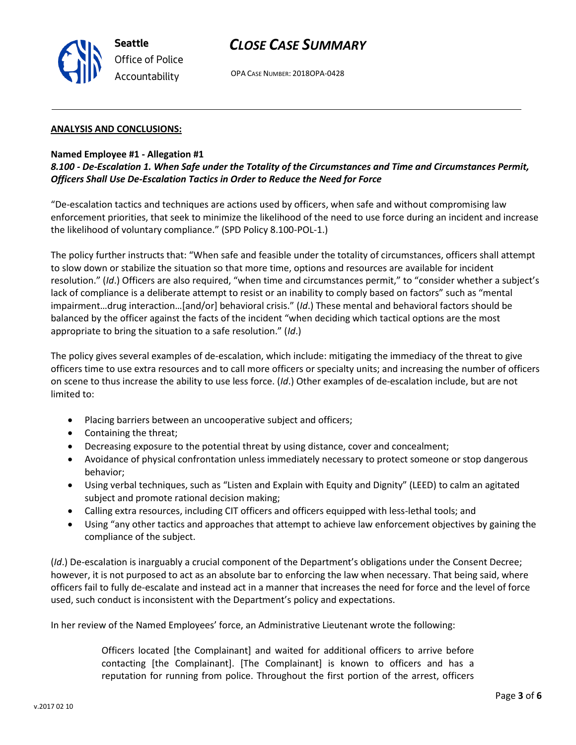**ANALYSIS AND CONCLUSIONS:**

**Named Employee #1 - Allegation #1**
***8.100 - De-Escalation 1. When Safe under the Totality of the Circumstances and Time and Circumstances Permit, Officers Shall Use De-Escalation Tactics in Order to Reduce the Need for Force***

"De-escalation tactics and techniques are actions used by officers, when safe and without compromising law enforcement priorities, that seek to minimize the likelihood of the need to use force during an incident and increase the likelihood of voluntary compliance." (SPD Policy 8.100-POL-1.)

The policy further instructs that: "When safe and feasible under the totality of circumstances, officers shall attempt to slow down or stabilize the situation so that more time, options and resources are available for incident resolution." (*Id*.) Officers are also required, "when time and circumstances permit," to "consider whether a subject's lack of compliance is a deliberate attempt to resist or an inability to comply based on factors" such as "mental impairment…drug interaction…[and/or] behavioral crisis." (*Id*.) These mental and behavioral factors should be balanced by the officer against the facts of the incident "when deciding which tactical options are the most appropriate to bring the situation to a safe resolution." (*Id*.)

The policy gives several examples of de-escalation, which include: mitigating the immediacy of the threat to give officers time to use extra resources and to call more officers or specialty units; and increasing the number of officers on scene to thus increase the ability to use less force. (*Id*.) Other examples of de-escalation include, but are not limited to:

- Placing barriers between an uncooperative subject and officers;
- Containing the threat;
- Decreasing exposure to the potential threat by using distance, cover and concealment;
- Avoidance of physical confrontation unless immediately necessary to protect someone or stop dangerous behavior;
- Using verbal techniques, such as "Listen and Explain with Equity and Dignity" (LEED) to calm an agitated subject and promote rational decision making;
- Calling extra resources, including CIT officers and officers equipped with less-lethal tools; and
- Using "any other tactics and approaches that attempt to achieve law enforcement objectives by gaining the compliance of the subject.

(*Id*.) De-escalation is inarguably a crucial component of the Department's obligations under the Consent Decree; however, it is not purposed to act as an absolute bar to enforcing the law when necessary. That being said, where officers fail to fully de-escalate and instead act in a manner that increases the need for force and the level of force used, such conduct is inconsistent with the Department's policy and expectations.

In her review of the Named Employees' force, an Administrative Lieutenant wrote the following:

> Officers located [the Complainant] and waited for additional officers to arrive before contacting [the Complainant]. [The Complainant] is known to officers and has a reputation for running from police. Throughout the first portion of the arrest, officers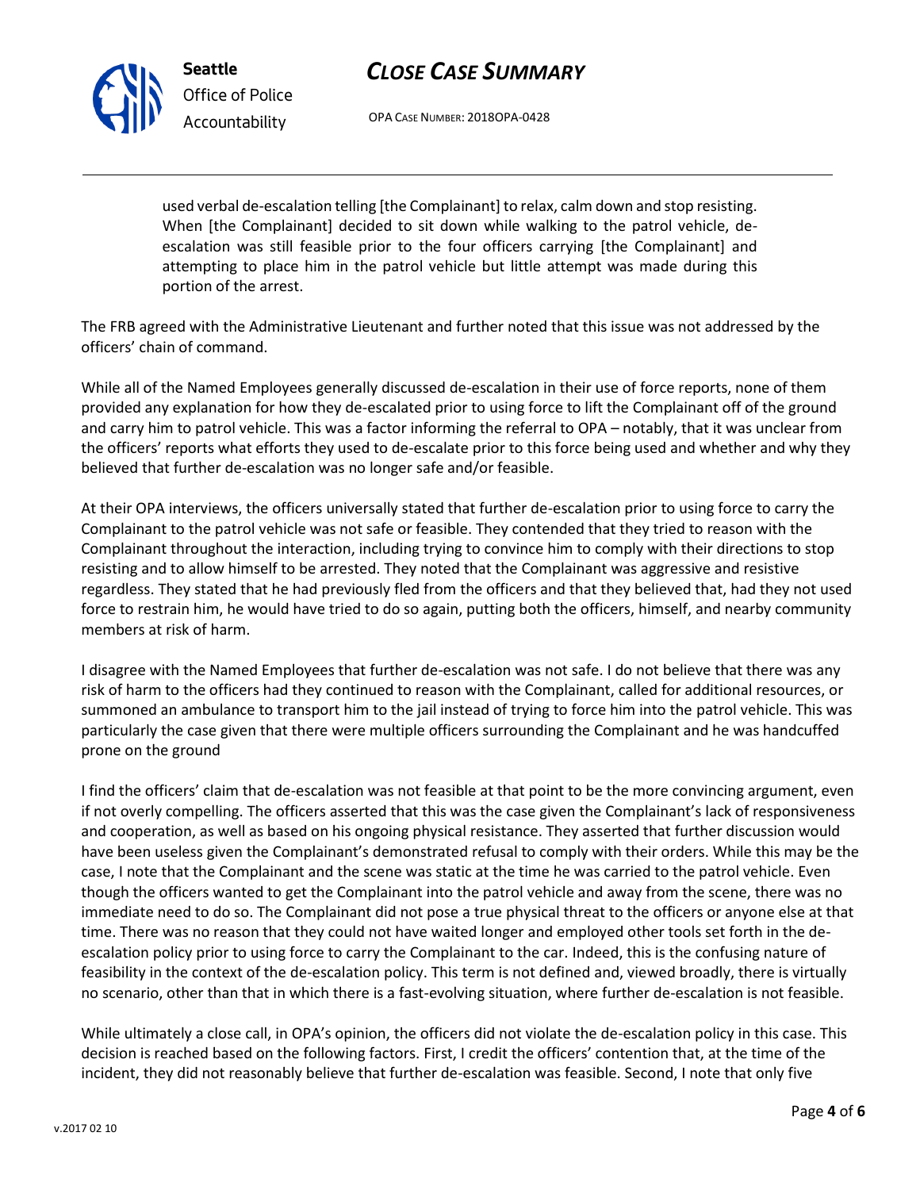> used verbal de-escalation telling [the Complainant] to relax, calm down and stop resisting. When [the Complainant] decided to sit down while walking to the patrol vehicle, de-escalation was still feasible prior to the four officers carrying [the Complainant] and attempting to place him in the patrol vehicle but little attempt was made during this portion of the arrest.

The FRB agreed with the Administrative Lieutenant and further noted that this issue was not addressed by the officers' chain of command.

While all of the Named Employees generally discussed de-escalation in their use of force reports, none of them provided any explanation for how they de-escalated prior to using force to lift the Complainant off of the ground and carry him to patrol vehicle. This was a factor informing the referral to OPA – notably, that it was unclear from the officers' reports what efforts they used to de-escalate prior to this force being used and whether and why they believed that further de-escalation was no longer safe and/or feasible.

At their OPA interviews, the officers universally stated that further de-escalation prior to using force to carry the Complainant to the patrol vehicle was not safe or feasible. They contended that they tried to reason with the Complainant throughout the interaction, including trying to convince him to comply with their directions to stop resisting and to allow himself to be arrested. They noted that the Complainant was aggressive and resistive regardless. They stated that he had previously fled from the officers and that they believed that, had they not used force to restrain him, he would have tried to do so again, putting both the officers, himself, and nearby community members at risk of harm.

I disagree with the Named Employees that further de-escalation was not safe. I do not believe that there was any risk of harm to the officers had they continued to reason with the Complainant, called for additional resources, or summoned an ambulance to transport him to the jail instead of trying to force him into the patrol vehicle. This was particularly the case given that there were multiple officers surrounding the Complainant and he was handcuffed prone on the ground

I find the officers' claim that de-escalation was not feasible at that point to be the more convincing argument, even if not overly compelling. The officers asserted that this was the case given the Complainant's lack of responsiveness and cooperation, as well as based on his ongoing physical resistance. They asserted that further discussion would have been useless given the Complainant's demonstrated refusal to comply with their orders. While this may be the case, I note that the Complainant and the scene was static at the time he was carried to the patrol vehicle. Even though the officers wanted to get the Complainant into the patrol vehicle and away from the scene, there was no immediate need to do so. The Complainant did not pose a true physical threat to the officers or anyone else at that time. There was no reason that they could not have waited longer and employed other tools set forth in the de-escalation policy prior to using force to carry the Complainant to the car. Indeed, this is the confusing nature of feasibility in the context of the de-escalation policy. This term is not defined and, viewed broadly, there is virtually no scenario, other than that in which there is a fast-evolving situation, where further de-escalation is not feasible.

While ultimately a close call, in OPA's opinion, the officers did not violate the de-escalation policy in this case. This decision is reached based on the following factors. First, I credit the officers' contention that, at the time of the incident, they did not reasonably believe that further de-escalation was feasible. Second, I note that only five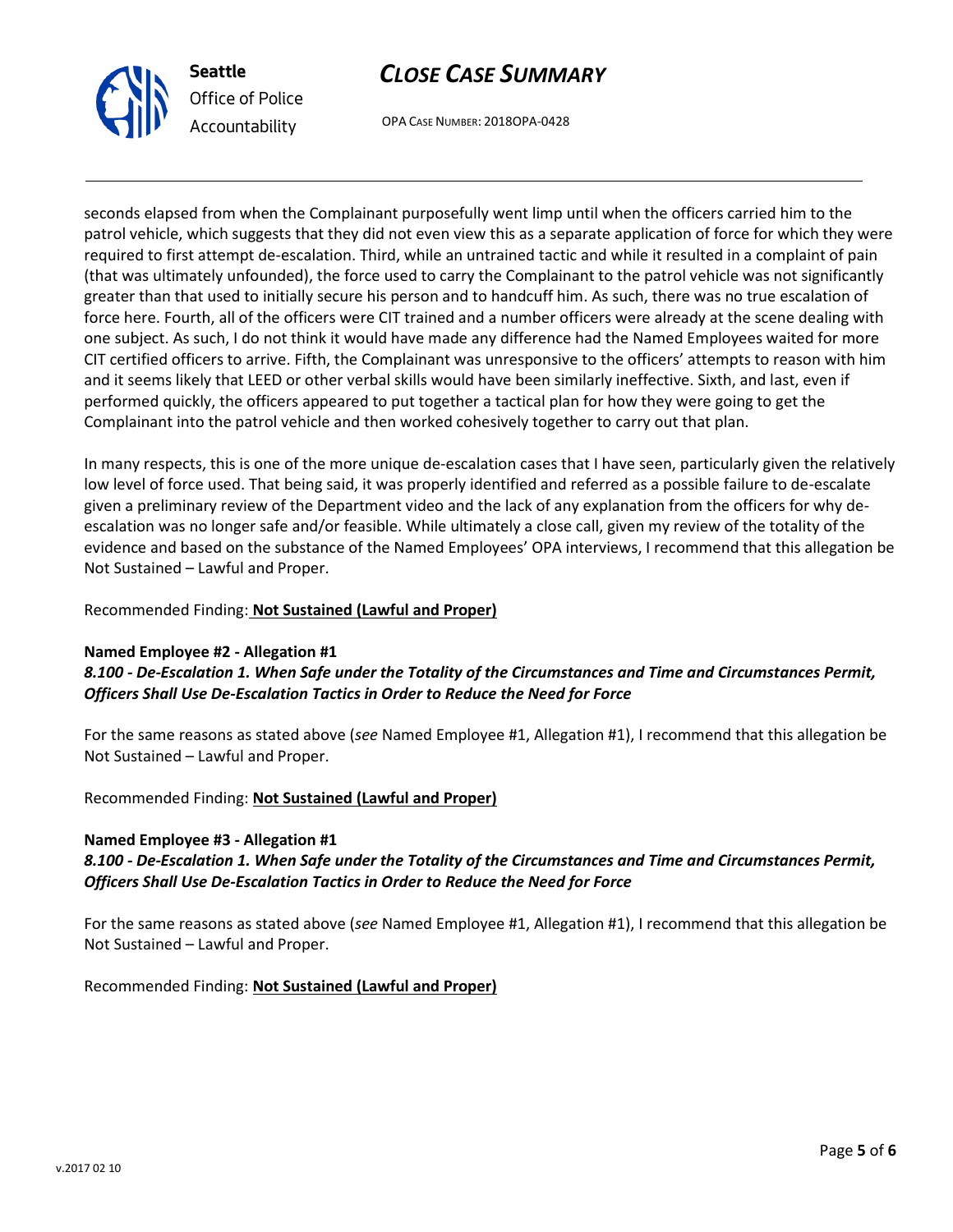seconds elapsed from when the Complainant purposefully went limp until when the officers carried him to the patrol vehicle, which suggests that they did not even view this as a separate application of force for which they were required to first attempt de-escalation. Third, while an untrained tactic and while it resulted in a complaint of pain (that was ultimately unfounded), the force used to carry the Complainant to the patrol vehicle was not significantly greater than that used to initially secure his person and to handcuff him. As such, there was no true escalation of force here. Fourth, all of the officers were CIT trained and a number officers were already at the scene dealing with one subject. As such, I do not think it would have made any difference had the Named Employees waited for more CIT certified officers to arrive. Fifth, the Complainant was unresponsive to the officers' attempts to reason with him and it seems likely that LEED or other verbal skills would have been similarly ineffective. Sixth, and last, even if performed quickly, the officers appeared to put together a tactical plan for how they were going to get the Complainant into the patrol vehicle and then worked cohesively together to carry out that plan.

In many respects, this is one of the more unique de-escalation cases that I have seen, particularly given the relatively low level of force used. That being said, it was properly identified and referred as a possible failure to de-escalate given a preliminary review of the Department video and the lack of any explanation from the officers for why de-escalation was no longer safe and/or feasible. While ultimately a close call, given my review of the totality of the evidence and based on the substance of the Named Employees' OPA interviews, I recommend that this allegation be Not Sustained – Lawful and Proper.

Recommended Finding: **Not Sustained (Lawful and Proper)**

**Named Employee #2 - Allegation #1**
***8.100 - De-Escalation 1. When Safe under the Totality of the Circumstances and Time and Circumstances Permit, Officers Shall Use De-Escalation Tactics in Order to Reduce the Need for Force***

For the same reasons as stated above (*see* Named Employee #1, Allegation #1), I recommend that this allegation be Not Sustained – Lawful and Proper.

Recommended Finding: **Not Sustained (Lawful and Proper)**

**Named Employee #3 - Allegation #1**
***8.100 - De-Escalation 1. When Safe under the Totality of the Circumstances and Time and Circumstances Permit, Officers Shall Use De-Escalation Tactics in Order to Reduce the Need for Force***

For the same reasons as stated above (*see* Named Employee #1, Allegation #1), I recommend that this allegation be Not Sustained – Lawful and Proper.

Recommended Finding: **Not Sustained (Lawful and Proper)**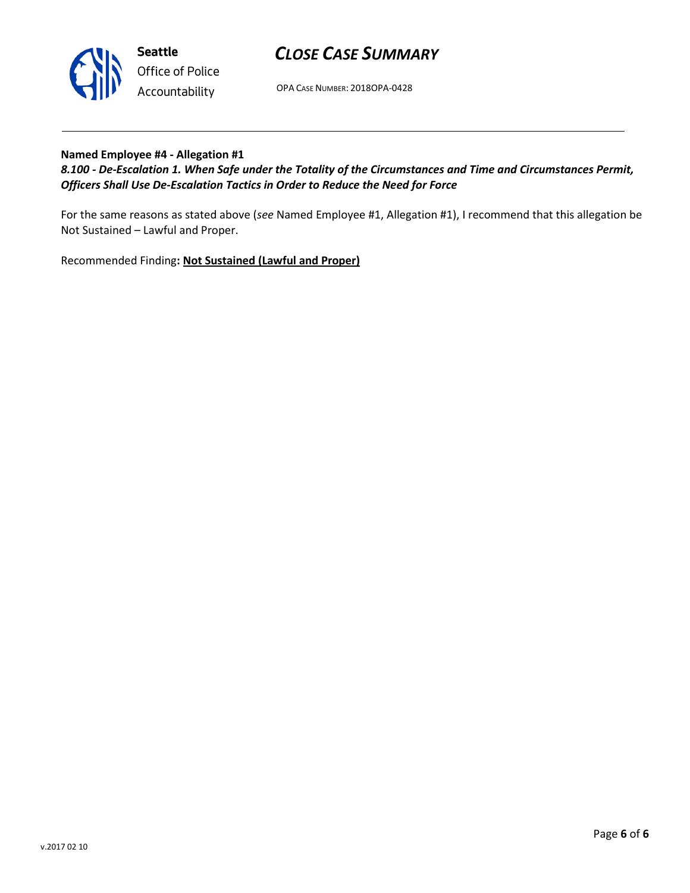**Named Employee #4 - Allegation #1**

***8.100 - De-Escalation 1. When Safe under the Totality of the Circumstances and Time and Circumstances Permit, Officers Shall Use De-Escalation Tactics in Order to Reduce the Need for Force***

For the same reasons as stated above (*see* Named Employee #1, Allegation #1), I recommend that this allegation be Not Sustained – Lawful and Proper.

Recommended Finding**: Not Sustained (Lawful and Proper)**